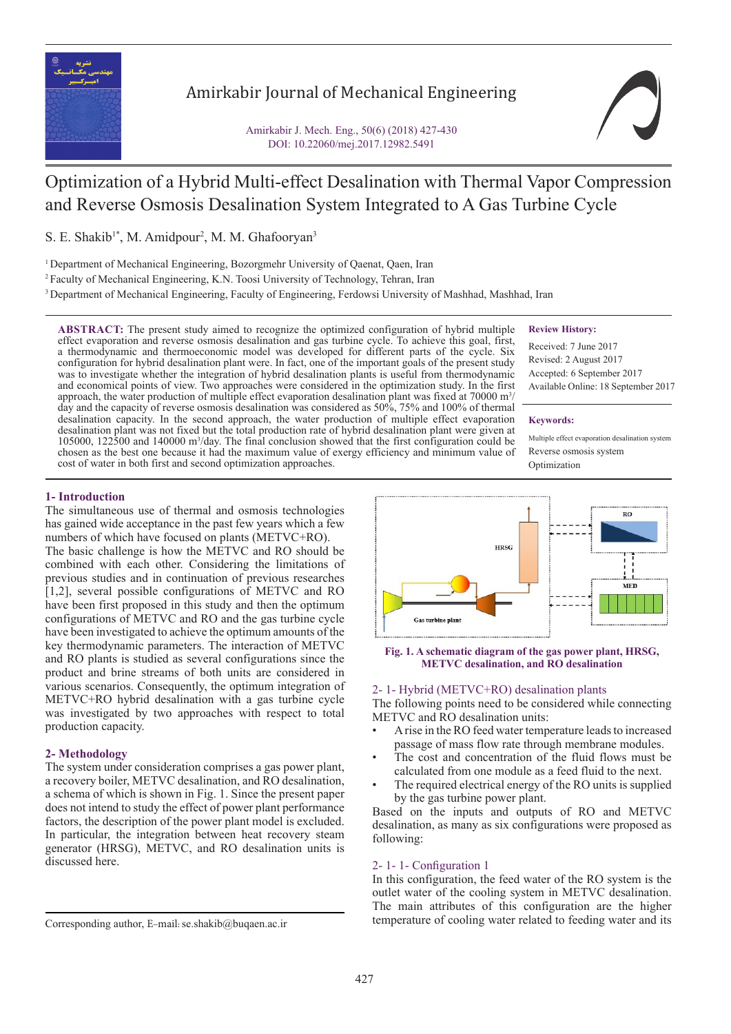# Optimization of a Hybrid Multi-effect Desalination with Thermal Vapor Compression and Reverse Osmosis Desalination System Integrated to A Gas Turbine Cycle

S. E. Shakib[1*], M. Amidpour[2], M. M. Ghafooryan[3]

[1] Department of Mechanical Engineering, Bozorgmehr University of Qaenat, Qaen, Iran
[2] Faculty of Mechanical Engineering, K.N. Toosi University of Technology, Tehran, Iran
[3] Department of Mechanical Engineering, Faculty of Engineering, Ferdowsi University of Mashhad, Mashhad, Iran

**ABSTRACT:** The present study aimed to recognize the optimized configuration of hybrid multiple effect evaporation and reverse osmosis desalination and gas turbine cycle. To achieve this goal, first, a thermodynamic and thermoeconomic model was developed for different parts of the cycle. Six configuration for hybrid desalination plant were. In fact, one of the important goals of the present study was to investigate whether the integration of hybrid desalination plants is useful from thermodynamic and economical points of view. Two approaches were considered in the optimization study. In the first approach, the water production of multiple effect evaporation desalination plant was fixed at 70000 $m^3$/day and the capacity of reverse osmosis desalination was considered as 50%, 75% and 100% of thermal desalination capacity. In the second approach, the water production of multiple effect evaporation desalination plant was not fixed but the total production rate of hybrid desalination plant were given at 105000, 122500 and 140000 $m^3$/day. The final conclusion showed that the first configuration could be chosen as the best one because it had the maximum value of exergy efficiency and minimum value of cost of water in both first and second optimization approaches.

**Review History:**

Received: 7 June 2017
Revised: 2 August 2017
Accepted: 6 September 2017
Available Online: 18 September 2017

**Keywords:**

Multiple effect evaporation desalination system
Reverse osmosis system
Optimization

## 1- Introduction

The simultaneous use of thermal and osmosis technologies has gained wide acceptance in the past few years which a few numbers of which have focused on plants (METVC+RO). The basic challenge is how the METVC and RO should be combined with each other. Considering the limitations of previous studies and in continuation of previous researches [1,2], several possible configurations of METVC and RO have been first proposed in this study and then the optimum configurations of METVC and RO and the gas turbine cycle have been investigated to achieve the optimum amounts of the key thermodynamic parameters. The interaction of METVC and RO plants is studied as several configurations since the product and brine streams of both units are considered in various scenarios. Consequently, the optimum integration of METVC+RO hybrid desalination with a gas turbine cycle was investigated by two approaches with respect to total production capacity.

## 2- Methodology

The system under consideration comprises a gas power plant, a recovery boiler, METVC desalination, and RO desalination, a schema of which is shown in Fig. 1. Since the present paper does not intend to study the effect of power plant performance factors, the description of the power plant model is excluded. In particular, the integration between heat recovery steam generator (HRSG), METVC, and RO desalination units is discussed here.

**Fig. 1. A schematic diagram of the gas power plant, HRSG, METVC desalination, and RO desalination**

### 2- 1- Hybrid (METVC+RO) desalination plants

The following points need to be considered while connecting METVC and RO desalination units:

- A rise in the RO feed water temperature leads to increased passage of mass flow rate through membrane modules.
- The cost and concentration of the fluid flows must be calculated from one module as a feed fluid to the next.
- The required electrical energy of the RO units is supplied by the gas turbine power plant.

Based on the inputs and outputs of RO and METVC desalination, as many as six configurations were proposed as following:

#### 2- 1- 1- Configuration 1

In this configuration, the feed water of the RO system is the outlet water of the cooling system in METVC desalination. The main attributes of this configuration are the higher temperature of cooling water related to feeding water and its

Corresponding author, E-mail: se.shakib@buqaen.ac.ir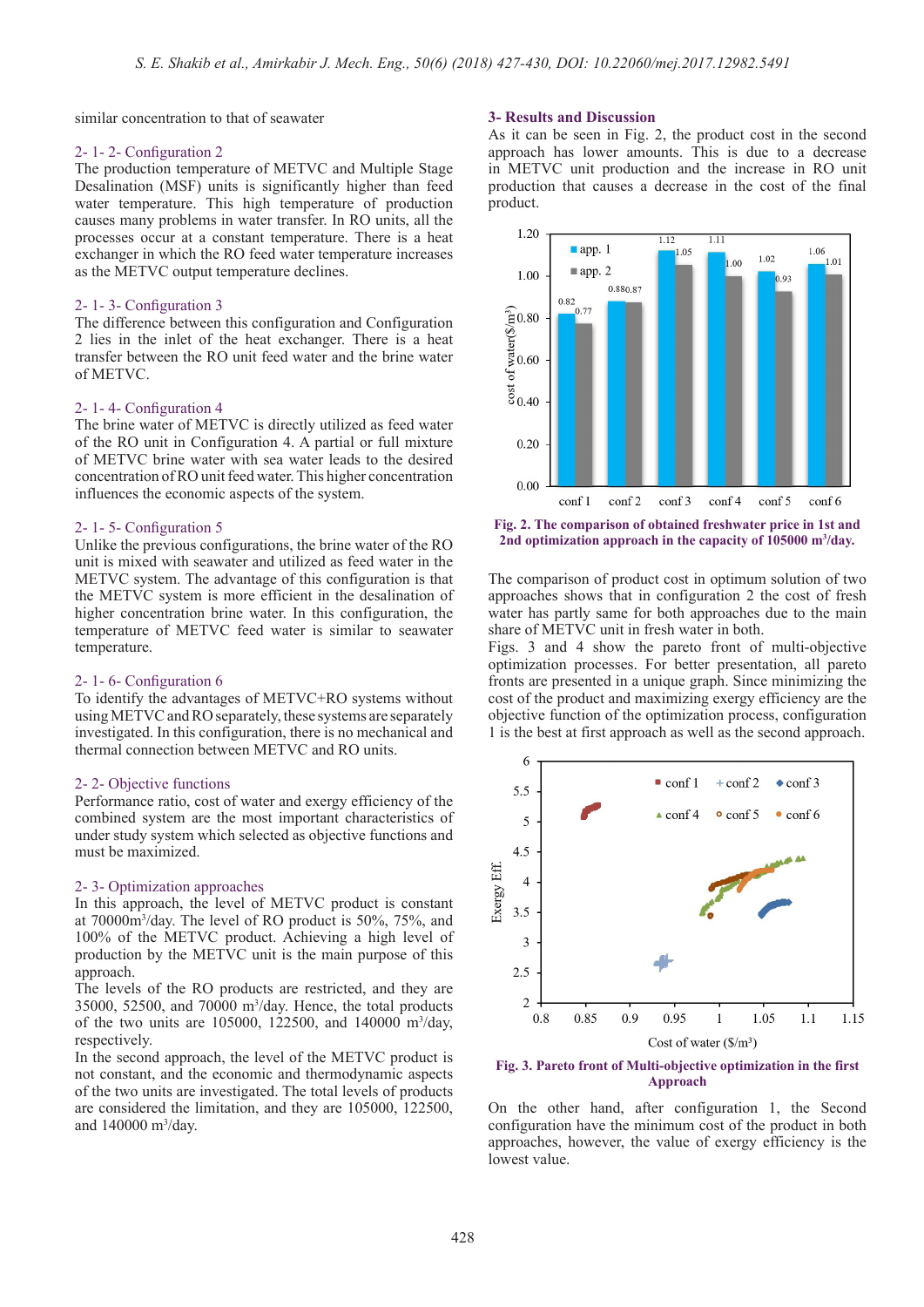similar concentration to that of seawater

### 2- 1- 2- Configuration 2

The production temperature of METVC and Multiple Stage Desalination (MSF) units is significantly higher than feed water temperature. This high temperature of production causes many problems in water transfer. In RO units, all the processes occur at a constant temperature. There is a heat exchanger in which the RO feed water temperature increases as the METVC output temperature declines.

### 2- 1- 3- Configuration 3

The difference between this configuration and Configuration 2 lies in the inlet of the heat exchanger. There is a heat transfer between the RO unit feed water and the brine water of METVC.

### 2- 1- 4- Configuration 4

The brine water of METVC is directly utilized as feed water of the RO unit in Configuration 4. A partial or full mixture of METVC brine water with sea water leads to the desired concentration of RO unit feed water. This higher concentration influences the economic aspects of the system.

### 2- 1- 5- Configuration 5

Unlike the previous configurations, the brine water of the RO unit is mixed with seawater and utilized as feed water in the METVC system. The advantage of this configuration is that the METVC system is more efficient in the desalination of higher concentration brine water. In this configuration, the temperature of METVC feed water is similar to seawater temperature.

### 2- 1- 6- Configuration 6

To identify the advantages of METVC+RO systems without using METVC and RO separately, these systems are separately investigated. In this configuration, there is no mechanical and thermal connection between METVC and RO units.

### 2- 2- Objective functions

Performance ratio, cost of water and exergy efficiency of the combined system are the most important characteristics of under study system which selected as objective functions and must be maximized.

### 2- 3- Optimization approaches

In this approach, the level of METVC product is constant at 70000m$^3$/day. The level of RO product is 50%, 75%, and 100% of the METVC product. Achieving a high level of production by the METVC unit is the main purpose of this approach.

The levels of the RO products are restricted, and they are 35000, 52500, and 70000 m$^3$/day. Hence, the total products of the two units are 105000, 122500, and 140000 m$^3$/day, respectively.

In the second approach, the level of the METVC product is not constant, and the economic and thermodynamic aspects of the two units are investigated. The total levels of products are considered the limitation, and they are 105000, 122500, and 140000 m$^3$/day.

## 3- Results and Discussion

As it can be seen in Fig. 2, the product cost in the second approach has lower amounts. This is due to a decrease in METVC unit production and the increase in RO unit production that causes a decrease in the cost of the final product.

**Fig. 2. The comparison of obtained freshwater price in 1st and 2nd optimization approach in the capacity of 105000 m$^3$/day.**

The comparison of product cost in optimum solution of two approaches shows that in configuration 2 the cost of fresh water has partly same for both approaches due to the main share of METVC unit in fresh water in both.

Figs. 3 and 4 show the pareto front of multi-objective optimization processes. For better presentation, all pareto fronts are presented in a unique graph. Since minimizing the cost of the product and maximizing exergy efficiency are the objective function of the optimization process, configuration 1 is the best at first approach as well as the second approach.

**Fig. 3. Pareto front of Multi-objective optimization in the first Approach**

On the other hand, after configuration 1, the Second configuration have the minimum cost of the product in both approaches, however, the value of exergy efficiency is the lowest value.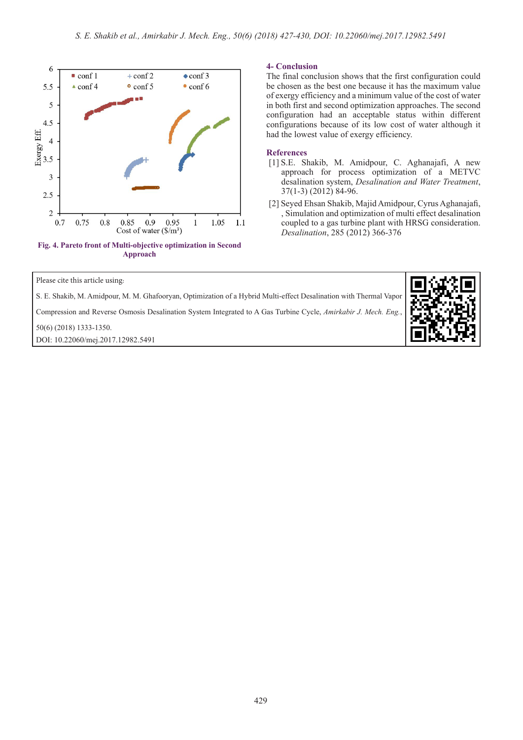6
5.5
5
4.5
4
3.5
3
2.5
2

Exergy Eff.

0.7 0.75 0.8 0.85 0.9 0.95 1 1.05 1.1

Cost of water ($/m³)

conf 1 conf 2 conf 3 conf 4 conf 5 conf 6

**Fig. 4. Pareto front of Multi-objective optimization in Second Approach**

## 4- Conclusion

The final conclusion shows that the first configuration could be chosen as the best one because it has the maximum value of exergy efficiency and a minimum value of the cost of water in both first and second optimization approaches. The second configuration had an acceptable status within different configurations because of its low cost of water although it had the lowest value of exergy efficiency.

## References

[1] S.E. Shakib, M. Amidpour, C. Aghanajafi, A new approach for process optimization of a METVC desalination system, *Desalination and Water Treatment*, 37(1-3) (2012) 84-96.

[2] Seyed Ehsan Shakib, Majid Amidpour, Cyrus Aghanajafi, , Simulation and optimization of multi effect desalination coupled to a gas turbine plant with HRSG consideration. *Desalination*, 285 (2012) 366-376

Please cite this article using:

S. E. Shakib, M. Amidpour, M. M. Ghafooryan, Optimization of a Hybrid Multi-effect Desalination with Thermal Vapor Compression and Reverse Osmosis Desalination System Integrated to A Gas Turbine Cycle, *Amirkabir J. Mech. Eng.*, 50(6) (2018) 1333-1350.

DOI: 10.22060/mej.2017.12982.5491